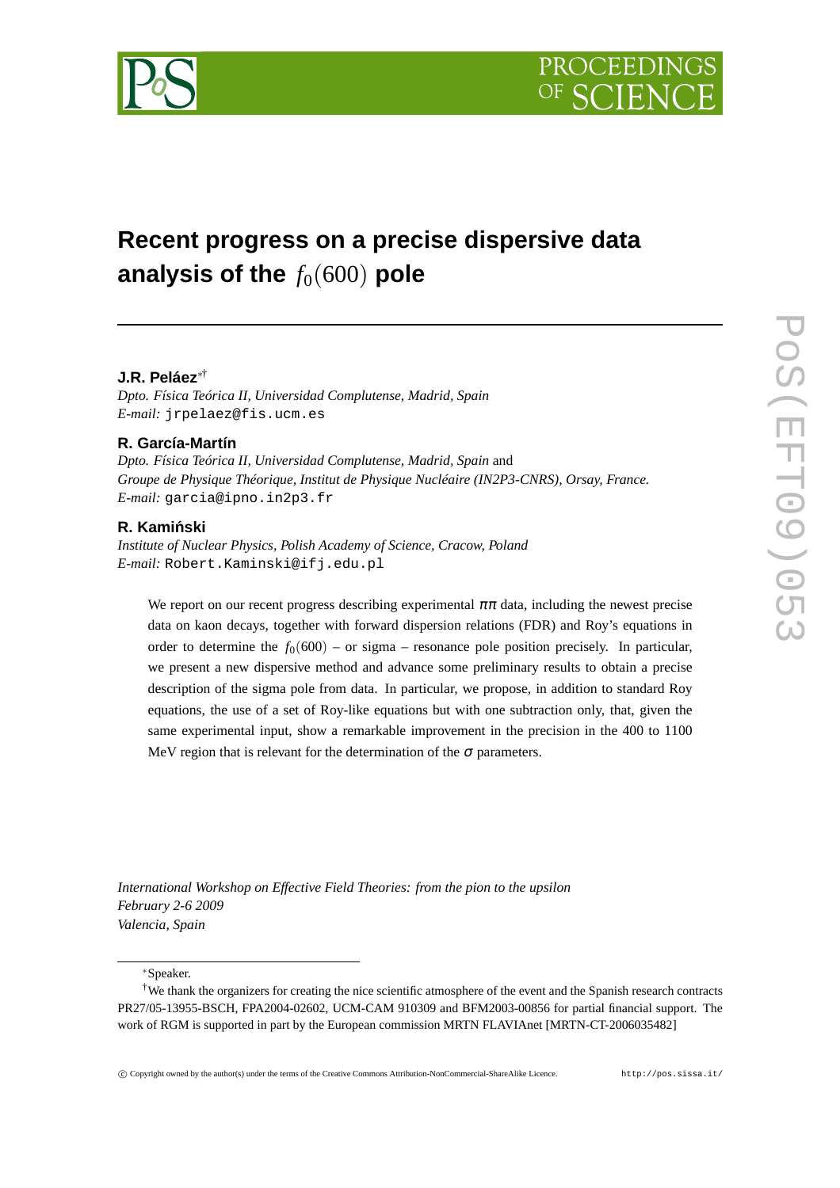# Recent progress on a precise dispersive data analysis of the $f_0(600)$ pole

**J.R. Peláez**[*†]

*Dpto. Física Teórica II, Universidad Complutense, Madrid, Spain*
*E-mail:* jrpelaez@fis.ucm.es

**R. García-Martín**

*Dpto. Física Teórica II, Universidad Complutense, Madrid, Spain* and
*Groupe de Physique Théorique, Institut de Physique Nucléaire (IN2P3-CNRS), Orsay, France.*
*E-mail:* garcia@ipno.in2p3.fr

**R. Kamiński**

*Institute of Nuclear Physics, Polish Academy of Science, Cracow, Poland*
*E-mail:* Robert.Kaminski@ifj.edu.pl

We report on our recent progress describing experimental $\pi\pi$ data, including the newest precise data on kaon decays, together with forward dispersion relations (FDR) and Roy's equations in order to determine the $f_0(600)$ – or sigma – resonance pole position precisely. In particular, we present a new dispersive method and advance some preliminary results to obtain a precise description of the sigma pole from data. In particular, we propose, in addition to standard Roy equations, the use of a set of Roy-like equations but with one subtraction only, that, given the same experimental input, show a remarkable improvement in the precision in the 400 to 1100 MeV region that is relevant for the determination of the $\sigma$ parameters.

*International Workshop on Effective Field Theories: from the pion to the upsilon*
*February 2-6 2009*
*Valencia, Spain*

---

[*] Speaker.

[†] We thank the organizers for creating the nice scientific atmosphere of the event and the Spanish research contracts PR27/05-13955-BSCH, FPA2004-02602, UCM-CAM 910309 and BFM2003-00856 for partial financial support. The work of RGM is supported in part by the European commission MRTN FLAVIAnet [MRTN-CT-2006035482]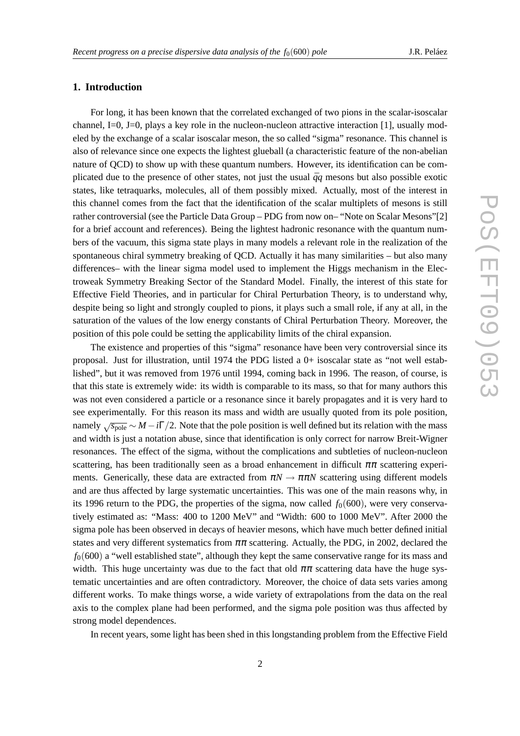## 1. Introduction

For long, it has been known that the correlated exchanged of two pions in the scalar-isoscalar channel, I=0, J=0, plays a key role in the nucleon-nucleon attractive interaction [1], usually modeled by the exchange of a scalar isoscalar meson, the so called "sigma" resonance. This channel is also of relevance since one expects the lightest glueball (a characteristic feature of the non-abelian nature of QCD) to show up with these quantum numbers. However, its identification can be complicated due to the presence of other states, not just the usual $\bar{q}q$ mesons but also possible exotic states, like tetraquarks, molecules, all of them possibly mixed. Actually, most of the interest in this channel comes from the fact that the identification of the scalar multiplets of mesons is still rather controversial (see the Particle Data Group – PDG from now on– "Note on Scalar Mesons"[2] for a brief account and references). Being the lightest hadronic resonance with the quantum numbers of the vacuum, this sigma state plays in many models a relevant role in the realization of the spontaneous chiral symmetry breaking of QCD. Actually it has many similarities – but also many differences– with the linear sigma model used to implement the Higgs mechanism in the Electroweak Symmetry Breaking Sector of the Standard Model. Finally, the interest of this state for Effective Field Theories, and in particular for Chiral Perturbation Theory, is to understand why, despite being so light and strongly coupled to pions, it plays such a small role, if any at all, in the saturation of the values of the low energy constants of Chiral Perturbation Theory. Moreover, the position of this pole could be setting the applicability limits of the chiral expansion.

The existence and properties of this "sigma" resonance have been very controversial since its proposal. Just for illustration, until 1974 the PDG listed a 0+ isoscalar state as "not well established", but it was removed from 1976 until 1994, coming back in 1996. The reason, of course, is that this state is extremely wide: its width is comparable to its mass, so that for many authors this was not even considered a particle or a resonance since it barely propagates and it is very hard to see experimentally. For this reason its mass and width are usually quoted from its pole position, namely $\sqrt{s_{\rm pole}} \sim M - i\Gamma/2$. Note that the pole position is well defined but its relation with the mass and width is just a notation abuse, since that identification is only correct for narrow Breit-Wigner resonances. The effect of the sigma, without the complications and subtleties of nucleon-nucleon scattering, has been traditionally seen as a broad enhancement in difficult $\pi\pi$ scattering experiments. Generically, these data are extracted from $\pi N \to \pi\pi N$ scattering using different models and are thus affected by large systematic uncertainties. This was one of the main reasons why, in its 1996 return to the PDG, the properties of the sigma, now called $f_0(600)$, were very conservatively estimated as: "Mass: 400 to 1200 MeV" and "Width: 600 to 1000 MeV". After 2000 the sigma pole has been observed in decays of heavier mesons, which have much better defined initial states and very different systematics from $\pi\pi$ scattering. Actually, the PDG, in 2002, declared the $f_0(600)$ a "well established state", although they kept the same conservative range for its mass and width. This huge uncertainty was due to the fact that old $\pi\pi$ scattering data have the huge systematic uncertainties and are often contradictory. Moreover, the choice of data sets varies among different works. To make things worse, a wide variety of extrapolations from the data on the real axis to the complex plane had been performed, and the sigma pole position was thus affected by strong model dependences.

In recent years, some light has been shed in this longstanding problem from the Effective Field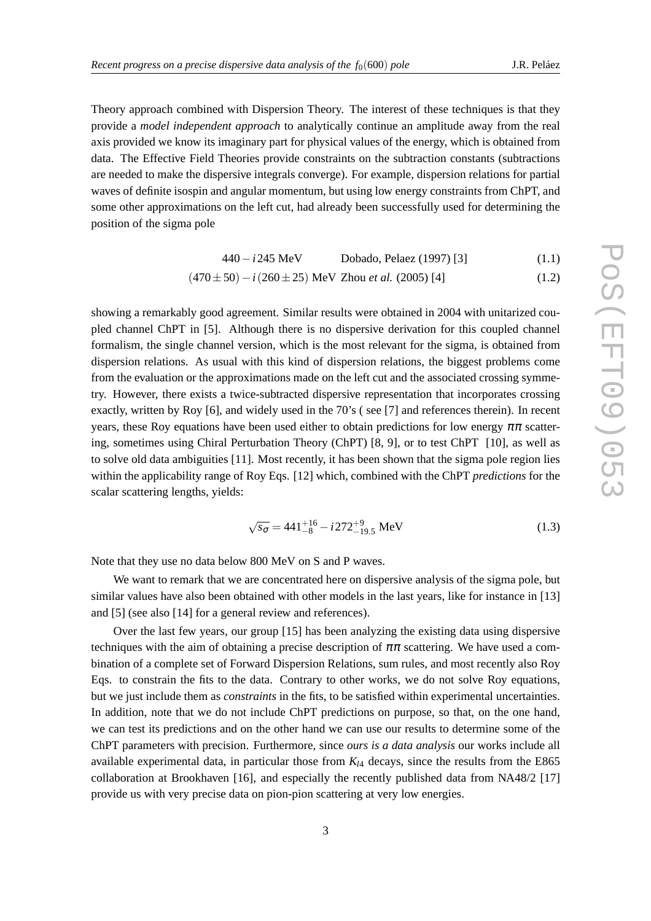Theory approach combined with Dispersion Theory. The interest of these techniques is that they provide a *model independent approach* to analytically continue an amplitude away from the real axis provided we know its imaginary part for physical values of the energy, which is obtained from data. The Effective Field Theories provide constraints on the subtraction constants (subtractions are needed to make the dispersive integrals converge). For example, dispersion relations for partial waves of definite isospin and angular momentum, but using low energy constraints from ChPT, and some other approximations on the left cut, had already been successfully used for determining the position of the sigma pole

$$440 - i245 \text{ MeV} \qquad \text{Dobado, Pelaez (1997) [3]} \tag{1.1}$$

$$(470 \pm 50) - i(260 \pm 25) \text{ MeV} \quad \text{Zhou } et\ al. \text{ (2005) [4]} \tag{1.2}$$

showing a remarkably good agreement. Similar results were obtained in 2004 with unitarized coupled channel ChPT in [5]. Although there is no dispersive derivation for this coupled channel formalism, the single channel version, which is the most relevant for the sigma, is obtained from dispersion relations. As usual with this kind of dispersion relations, the biggest problems come from the evaluation or the approximations made on the left cut and the associated crossing symmetry. However, there exists a twice-subtracted dispersive representation that incorporates crossing exactly, written by Roy [6], and widely used in the 70's ( see [7] and references therein). In recent years, these Roy equations have been used either to obtain predictions for low energy $\pi\pi$ scattering, sometimes using Chiral Perturbation Theory (ChPT) [8, 9], or to test ChPT [10], as well as to solve old data ambiguities [11]. Most recently, it has been shown that the sigma pole region lies within the applicability range of Roy Eqs. [12] which, combined with the ChPT *predictions* for the scalar scattering lengths, yields:

$$\sqrt{s_\sigma} = 441^{+16}_{-8} - i272^{+9}_{-19.5} \text{ MeV} \tag{1.3}$$

Note that they use no data below 800 MeV on S and P waves.

We want to remark that we are concentrated here on dispersive analysis of the sigma pole, but similar values have also been obtained with other models in the last years, like for instance in [13] and [5] (see also [14] for a general review and references).

Over the last few years, our group [15] has been analyzing the existing data using dispersive techniques with the aim of obtaining a precise description of $\pi\pi$ scattering. We have used a combination of a complete set of Forward Dispersion Relations, sum rules, and most recently also Roy Eqs. to constrain the fits to the data. Contrary to other works, we do not solve Roy equations, but we just include them as *constraints* in the fits, to be satisfied within experimental uncertainties. In addition, note that we do not include ChPT predictions on purpose, so that, on the one hand, we can test its predictions and on the other hand we can use our results to determine some of the ChPT parameters with precision. Furthermore, since *ours is a data analysis* our works include all available experimental data, in particular those from $K_{l4}$ decays, since the results from the E865 collaboration at Brookhaven [16], and especially the recently published data from NA48/2 [17] provide us with very precise data on pion-pion scattering at very low energies.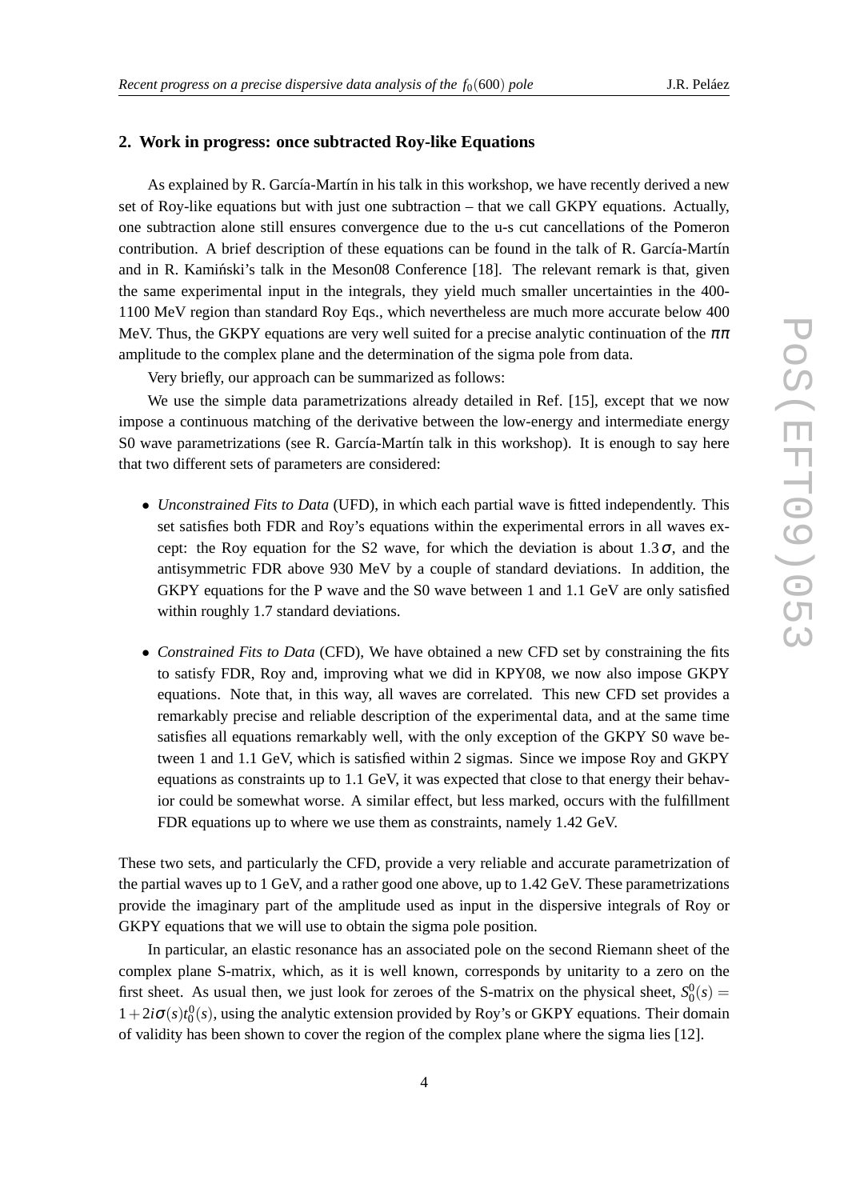## 2. Work in progress: once subtracted Roy-like Equations

As explained by R. García-Martín in his talk in this workshop, we have recently derived a new set of Roy-like equations but with just one subtraction – that we call GKPY equations. Actually, one subtraction alone still ensures convergence due to the u-s cut cancellations of the Pomeron contribution. A brief description of these equations can be found in the talk of R. García-Martín and in R. Kamiński's talk in the Meson08 Conference [18]. The relevant remark is that, given the same experimental input in the integrals, they yield much smaller uncertainties in the 400-1100 MeV region than standard Roy Eqs., which nevertheless are much more accurate below 400 MeV. Thus, the GKPY equations are very well suited for a precise analytic continuation of the $\pi\pi$ amplitude to the complex plane and the determination of the sigma pole from data.

Very briefly, our approach can be summarized as follows:

We use the simple data parametrizations already detailed in Ref. [15], except that we now impose a continuous matching of the derivative between the low-energy and intermediate energy S0 wave parametrizations (see R. García-Martín talk in this workshop). It is enough to say here that two different sets of parameters are considered:

- *Unconstrained Fits to Data* (UFD), in which each partial wave is fitted independently. This set satisfies both FDR and Roy's equations within the experimental errors in all waves except: the Roy equation for the S2 wave, for which the deviation is about $1.3\sigma$, and the antisymmetric FDR above 930 MeV by a couple of standard deviations. In addition, the GKPY equations for the P wave and the S0 wave between 1 and 1.1 GeV are only satisfied within roughly 1.7 standard deviations.

- *Constrained Fits to Data* (CFD), We have obtained a new CFD set by constraining the fits to satisfy FDR, Roy and, improving what we did in KPY08, we now also impose GKPY equations. Note that, in this way, all waves are correlated. This new CFD set provides a remarkably precise and reliable description of the experimental data, and at the same time satisfies all equations remarkably well, with the only exception of the GKPY S0 wave between 1 and 1.1 GeV, which is satisfied within 2 sigmas. Since we impose Roy and GKPY equations as constraints up to 1.1 GeV, it was expected that close to that energy their behavior could be somewhat worse. A similar effect, but less marked, occurs with the fulfillment FDR equations up to where we use them as constraints, namely 1.42 GeV.

These two sets, and particularly the CFD, provide a very reliable and accurate parametrization of the partial waves up to 1 GeV, and a rather good one above, up to 1.42 GeV. These parametrizations provide the imaginary part of the amplitude used as input in the dispersive integrals of Roy or GKPY equations that we will use to obtain the sigma pole position.

In particular, an elastic resonance has an associated pole on the second Riemann sheet of the complex plane S-matrix, which, as it is well known, corresponds by unitarity to a zero on the first sheet. As usual then, we just look for zeroes of the S-matrix on the physical sheet, $S_0^0(s) = 1 + 2i\sigma(s)t_0^0(s)$, using the analytic extension provided by Roy's or GKPY equations. Their domain of validity has been shown to cover the region of the complex plane where the sigma lies [12].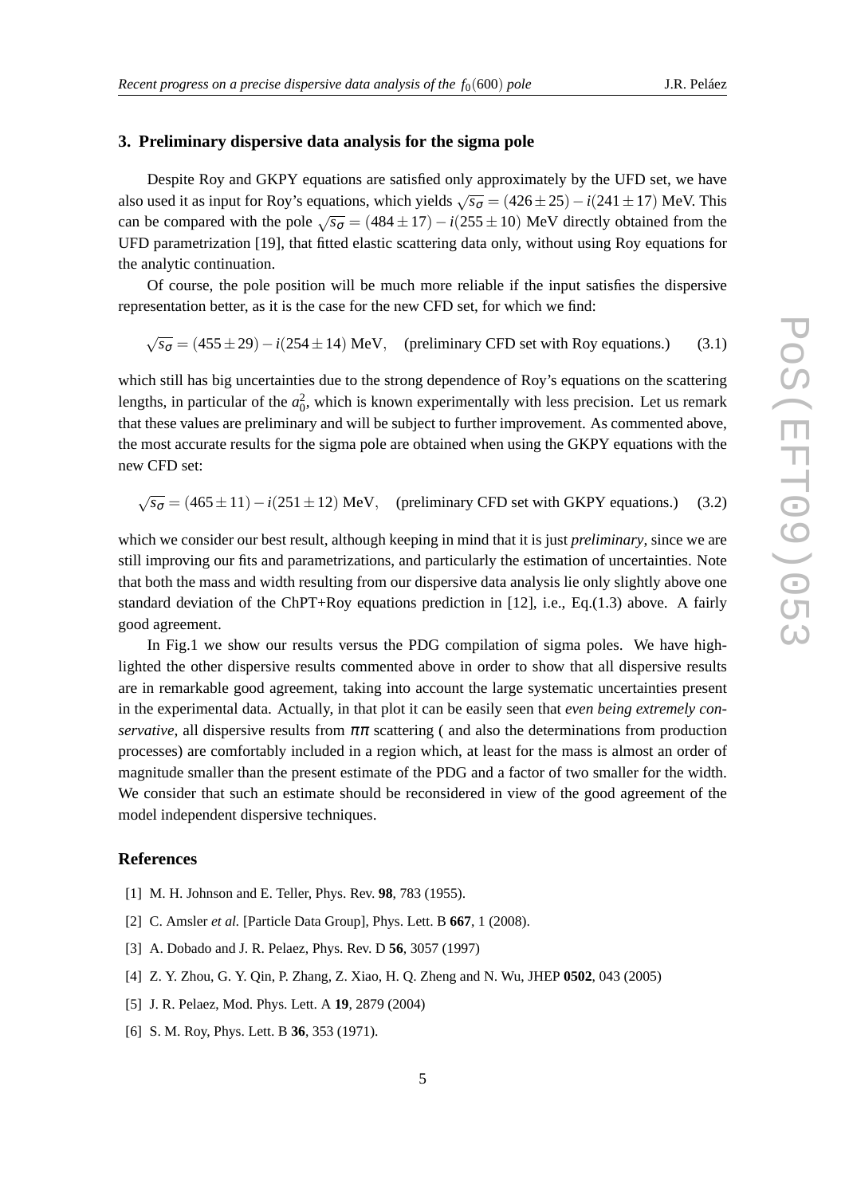## 3. Preliminary dispersive data analysis for the sigma pole

Despite Roy and GKPY equations are satisfied only approximately by the UFD set, we have also used it as input for Roy's equations, which yields $\sqrt{s_\sigma} = (426 \pm 25) - i(241 \pm 17)$ MeV. This can be compared with the pole $\sqrt{s_\sigma} = (484 \pm 17) - i(255 \pm 10)$ MeV directly obtained from the UFD parametrization [19], that fitted elastic scattering data only, without using Roy equations for the analytic continuation.

Of course, the pole position will be much more reliable if the input satisfies the dispersive representation better, as it is the case for the new CFD set, for which we find:

$$\sqrt{s_\sigma} = (455 \pm 29) - i(254 \pm 14) \text{ MeV}, \quad \text{(preliminary CFD set with Roy equations.)} \tag{3.1}$$

which still has big uncertainties due to the strong dependence of Roy's equations on the scattering lengths, in particular of the $a_0^2$, which is known experimentally with less precision. Let us remark that these values are preliminary and will be subject to further improvement. As commented above, the most accurate results for the sigma pole are obtained when using the GKPY equations with the new CFD set:

$$\sqrt{s_\sigma} = (465 \pm 11) - i(251 \pm 12) \text{ MeV}, \quad \text{(preliminary CFD set with GKPY equations.)} \tag{3.2}$$

which we consider our best result, although keeping in mind that it is just *preliminary*, since we are still improving our fits and parametrizations, and particularly the estimation of uncertainties. Note that both the mass and width resulting from our dispersive data analysis lie only slightly above one standard deviation of the ChPT+Roy equations prediction in [12], i.e., Eq.(1.3) above. A fairly good agreement.

In Fig.1 we show our results versus the PDG compilation of sigma poles. We have highlighted the other dispersive results commented above in order to show that all dispersive results are in remarkable good agreement, taking into account the large systematic uncertainties present in the experimental data. Actually, in that plot it can be easily seen that *even being extremely conservative*, all dispersive results from $\pi\pi$ scattering ( and also the determinations from production processes) are comfortably included in a region which, at least for the mass is almost an order of magnitude smaller than the present estimate of the PDG and a factor of two smaller for the width. We consider that such an estimate should be reconsidered in view of the good agreement of the model independent dispersive techniques.

## References

[1] M. H. Johnson and E. Teller, Phys. Rev. **98**, 783 (1955).

[2] C. Amsler *et al.* [Particle Data Group], Phys. Lett. B **667**, 1 (2008).

[3] A. Dobado and J. R. Pelaez, Phys. Rev. D **56**, 3057 (1997)

[4] Z. Y. Zhou, G. Y. Qin, P. Zhang, Z. Xiao, H. Q. Zheng and N. Wu, JHEP **0502**, 043 (2005)

[5] J. R. Pelaez, Mod. Phys. Lett. A **19**, 2879 (2004)

[6] S. M. Roy, Phys. Lett. B **36**, 353 (1971).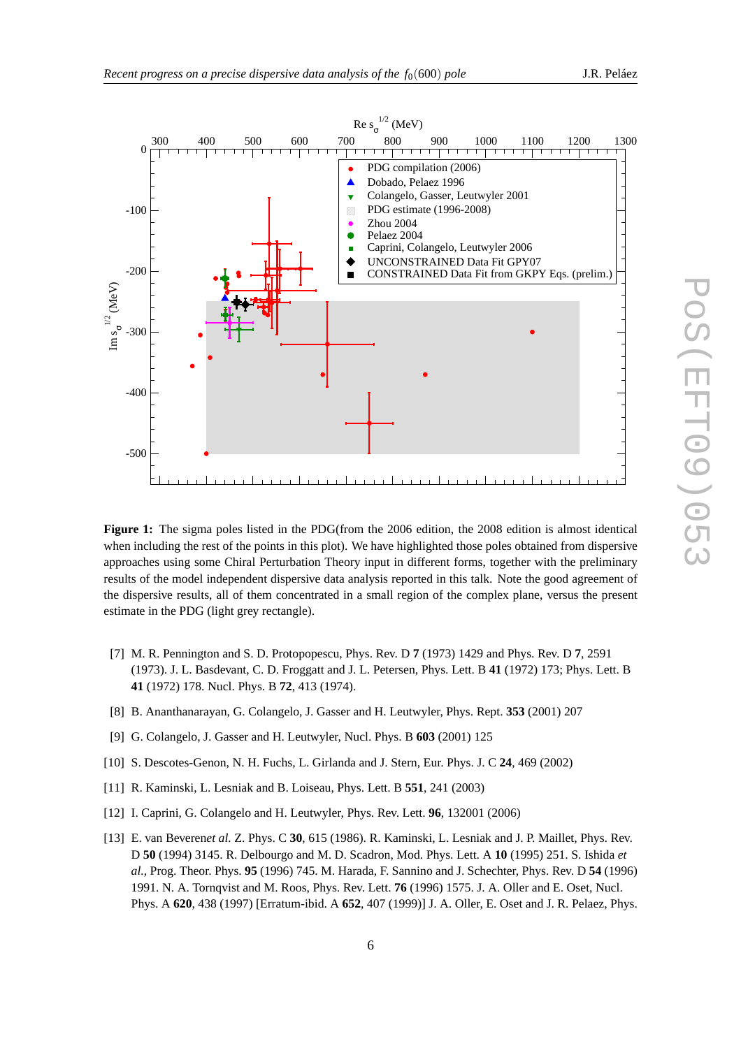**Figure 1:** The sigma poles listed in the PDG(from the 2006 edition, the 2008 edition is almost identical when including the rest of the points in this plot). We have highlighted those poles obtained from dispersive approaches using some Chiral Perturbation Theory input in different forms, together with the preliminary results of the model independent dispersive data analysis reported in this talk. Note the good agreement of the dispersive results, all of them concentrated in a small region of the complex plane, versus the present estimate in the PDG (light grey rectangle).

[7] M. R. Pennington and S. D. Protopopescu, Phys. Rev. D **7** (1973) 1429 and Phys. Rev. D **7**, 2591 (1973). J. L. Basdevant, C. D. Froggatt and J. L. Petersen, Phys. Lett. B **41** (1972) 173; Phys. Lett. B **41** (1972) 178. Nucl. Phys. B **72**, 413 (1974).

[8] B. Ananthanarayan, G. Colangelo, J. Gasser and H. Leutwyler, Phys. Rept. **353** (2001) 207

[9] G. Colangelo, J. Gasser and H. Leutwyler, Nucl. Phys. B **603** (2001) 125

[10] S. Descotes-Genon, N. H. Fuchs, L. Girlanda and J. Stern, Eur. Phys. J. C **24**, 469 (2002)

[11] R. Kaminski, L. Lesniak and B. Loiseau, Phys. Lett. B **551**, 241 (2003)

[12] I. Caprini, G. Colangelo and H. Leutwyler, Phys. Rev. Lett. **96**, 132001 (2006)

[13] E. van Beveren*et al.* Z. Phys. C **30**, 615 (1986). R. Kaminski, L. Lesniak and J. P. Maillet, Phys. Rev. D **50** (1994) 3145. R. Delbourgo and M. D. Scadron, Mod. Phys. Lett. A **10** (1995) 251. S. Ishida *et al.*, Prog. Theor. Phys. **95** (1996) 745. M. Harada, F. Sannino and J. Schechter, Phys. Rev. D **54** (1996) 1991. N. A. Tornqvist and M. Roos, Phys. Rev. Lett. **76** (1996) 1575. J. A. Oller and E. Oset, Nucl. Phys. A **620**, 438 (1997) [Erratum-ibid. A **652**, 407 (1999)] J. A. Oller, E. Oset and J. R. Pelaez, Phys.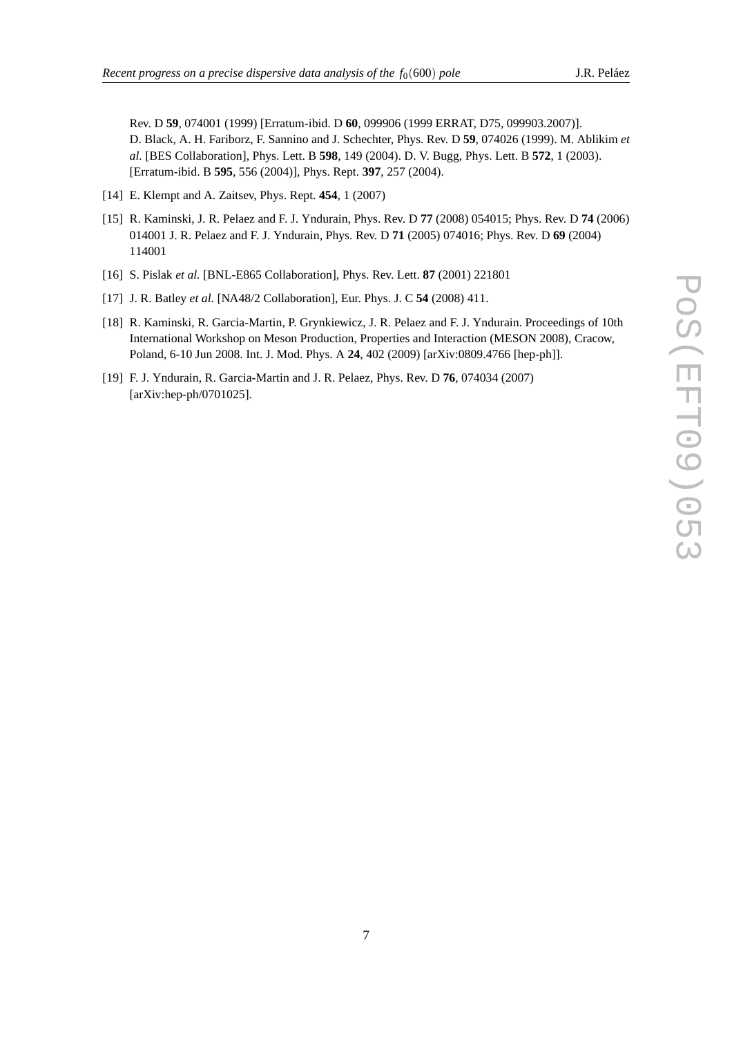Rev. D **59**, 074001 (1999) [Erratum-ibid. D **60**, 099906 (1999 ERRAT, D75, 099903.2007)]. D. Black, A. H. Fariborz, F. Sannino and J. Schechter, Phys. Rev. D **59**, 074026 (1999). M. Ablikim *et al.* [BES Collaboration], Phys. Lett. B **598**, 149 (2004). D. V. Bugg, Phys. Lett. B **572**, 1 (2003). [Erratum-ibid. B **595**, 556 (2004)], Phys. Rept. **397**, 257 (2004).

[14] E. Klempt and A. Zaitsev, Phys. Rept. **454**, 1 (2007)

[15] R. Kaminski, J. R. Pelaez and F. J. Yndurain, Phys. Rev. D **77** (2008) 054015; Phys. Rev. D **74** (2006) 014001 J. R. Pelaez and F. J. Yndurain, Phys. Rev. D **71** (2005) 074016; Phys. Rev. D **69** (2004) 114001

[16] S. Pislak *et al.* [BNL-E865 Collaboration], Phys. Rev. Lett. **87** (2001) 221801

[17] J. R. Batley *et al.* [NA48/2 Collaboration], Eur. Phys. J. C **54** (2008) 411.

[18] R. Kaminski, R. Garcia-Martin, P. Grynkiewicz, J. R. Pelaez and F. J. Yndurain. Proceedings of 10th International Workshop on Meson Production, Properties and Interaction (MESON 2008), Cracow, Poland, 6-10 Jun 2008. Int. J. Mod. Phys. A **24**, 402 (2009) [arXiv:0809.4766 [hep-ph]].

[19] F. J. Yndurain, R. Garcia-Martin and J. R. Pelaez, Phys. Rev. D **76**, 074034 (2007) [arXiv:hep-ph/0701025].